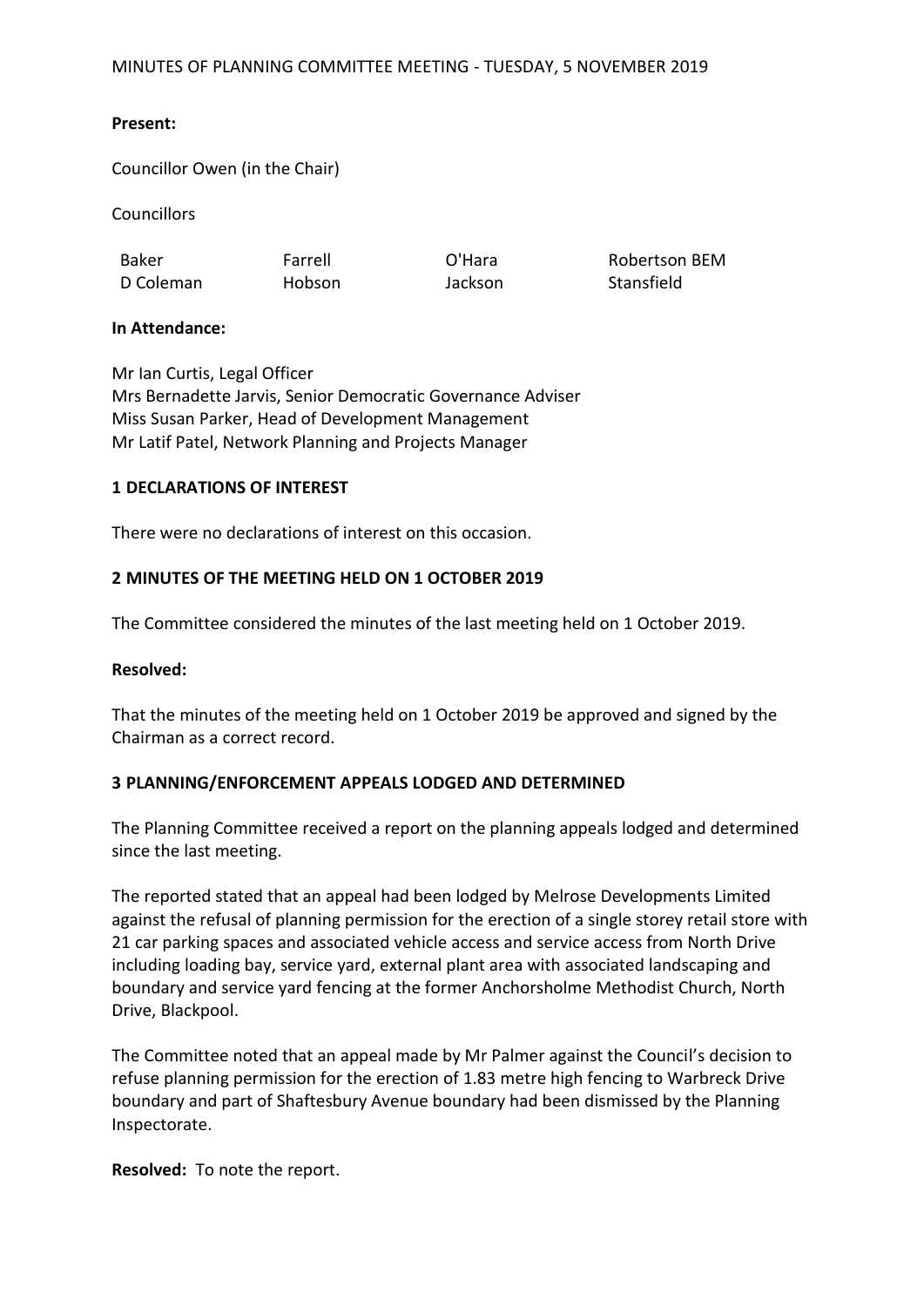# MINUTES OF PLANNING COMMITTEE MEETING - TUESDAY, 5 NOVEMBER 2019

**Present:**

Councillor Owen (in the Chair)

Councillors

| | | | |
|---|---|---|---|
| Baker | Farrell | O'Hara | Robertson BEM |
| D Coleman | Hobson | Jackson | Stansfield |

**In Attendance:**

Mr Ian Curtis, Legal Officer
Mrs Bernadette Jarvis, Senior Democratic Governance Adviser
Miss Susan Parker, Head of Development Management
Mr Latif Patel, Network Planning and Projects Manager

## 1 DECLARATIONS OF INTEREST

There were no declarations of interest on this occasion.

## 2 MINUTES OF THE MEETING HELD ON 1 OCTOBER 2019

The Committee considered the minutes of the last meeting held on 1 October 2019.

**Resolved:**

That the minutes of the meeting held on 1 October 2019 be approved and signed by the Chairman as a correct record.

## 3 PLANNING/ENFORCEMENT APPEALS LODGED AND DETERMINED

The Planning Committee received a report on the planning appeals lodged and determined since the last meeting.

The reported stated that an appeal had been lodged by Melrose Developments Limited against the refusal of planning permission for the erection of a single storey retail store with 21 car parking spaces and associated vehicle access and service access from North Drive including loading bay, service yard, external plant area with associated landscaping and boundary and service yard fencing at the former Anchorsholme Methodist Church, North Drive, Blackpool.

The Committee noted that an appeal made by Mr Palmer against the Council's decision to refuse planning permission for the erection of 1.83 metre high fencing to Warbreck Drive boundary and part of Shaftesbury Avenue boundary had been dismissed by the Planning Inspectorate.

**Resolved:** To note the report.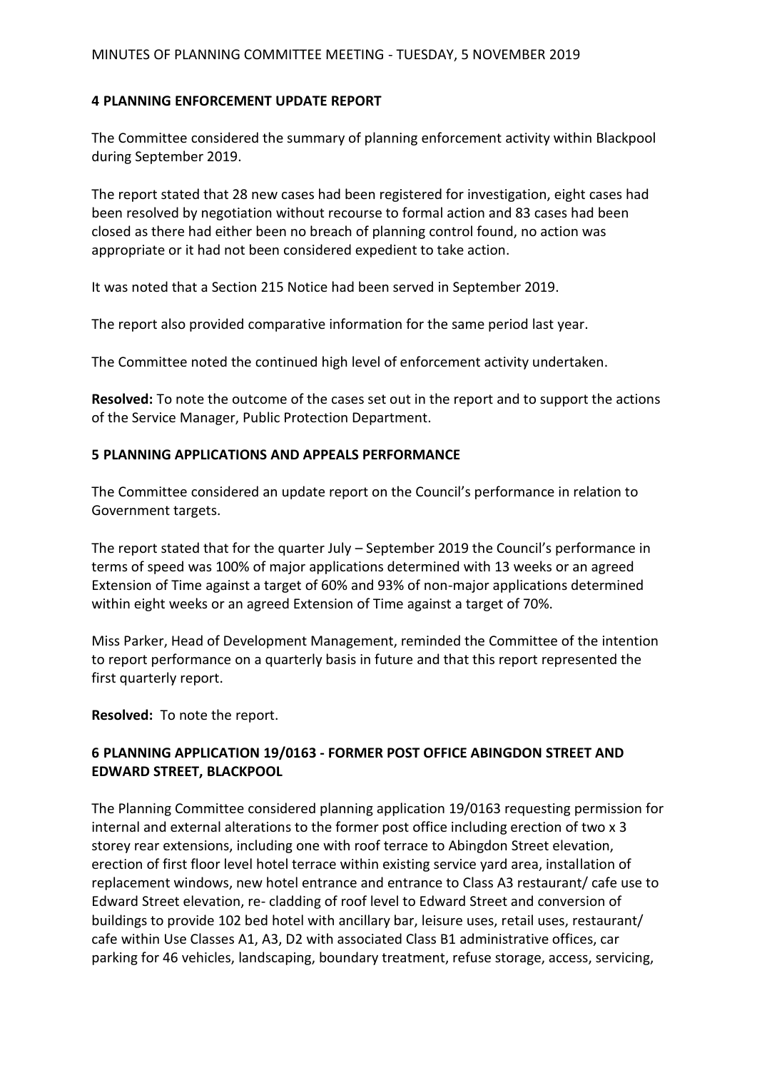## 4 PLANNING ENFORCEMENT UPDATE REPORT

The Committee considered the summary of planning enforcement activity within Blackpool during September 2019.

The report stated that 28 new cases had been registered for investigation, eight cases had been resolved by negotiation without recourse to formal action and 83 cases had been closed as there had either been no breach of planning control found, no action was appropriate or it had not been considered expedient to take action.

It was noted that a Section 215 Notice had been served in September 2019.

The report also provided comparative information for the same period last year.

The Committee noted the continued high level of enforcement activity undertaken.

**Resolved:** To note the outcome of the cases set out in the report and to support the actions of the Service Manager, Public Protection Department.

## 5 PLANNING APPLICATIONS AND APPEALS PERFORMANCE

The Committee considered an update report on the Council's performance in relation to Government targets.

The report stated that for the quarter July – September 2019 the Council's performance in terms of speed was 100% of major applications determined with 13 weeks or an agreed Extension of Time against a target of 60% and 93% of non-major applications determined within eight weeks or an agreed Extension of Time against a target of 70%.

Miss Parker, Head of Development Management, reminded the Committee of the intention to report performance on a quarterly basis in future and that this report represented the first quarterly report.

**Resolved:** To note the report.

## 6 PLANNING APPLICATION 19/0163 - FORMER POST OFFICE ABINGDON STREET AND EDWARD STREET, BLACKPOOL

The Planning Committee considered planning application 19/0163 requesting permission for internal and external alterations to the former post office including erection of two x 3 storey rear extensions, including one with roof terrace to Abingdon Street elevation, erection of first floor level hotel terrace within existing service yard area, installation of replacement windows, new hotel entrance and entrance to Class A3 restaurant/ cafe use to Edward Street elevation, re- cladding of roof level to Edward Street and conversion of buildings to provide 102 bed hotel with ancillary bar, leisure uses, retail uses, restaurant/ cafe within Use Classes A1, A3, D2 with associated Class B1 administrative offices, car parking for 46 vehicles, landscaping, boundary treatment, refuse storage, access, servicing,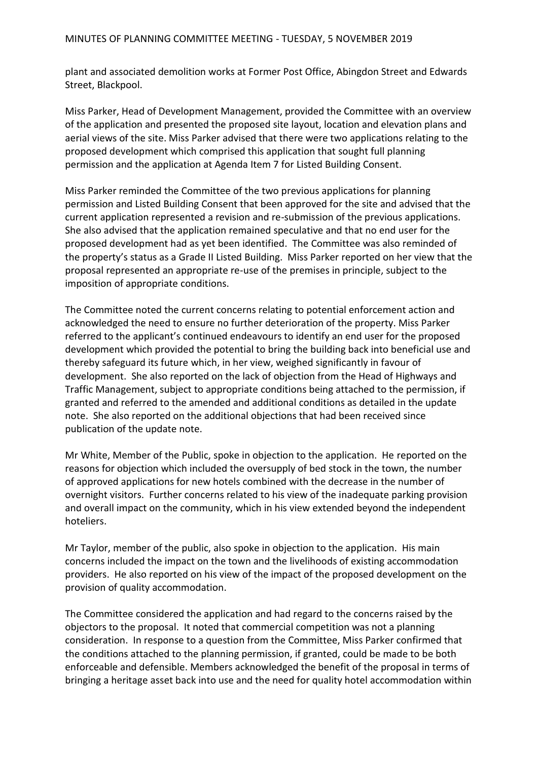plant and associated demolition works at Former Post Office, Abingdon Street and Edwards Street, Blackpool.

Miss Parker, Head of Development Management, provided the Committee with an overview of the application and presented the proposed site layout, location and elevation plans and aerial views of the site. Miss Parker advised that there were two applications relating to the proposed development which comprised this application that sought full planning permission and the application at Agenda Item 7 for Listed Building Consent.

Miss Parker reminded the Committee of the two previous applications for planning permission and Listed Building Consent that been approved for the site and advised that the current application represented a revision and re-submission of the previous applications. She also advised that the application remained speculative and that no end user for the proposed development had as yet been identified. The Committee was also reminded of the property's status as a Grade II Listed Building. Miss Parker reported on her view that the proposal represented an appropriate re-use of the premises in principle, subject to the imposition of appropriate conditions.

The Committee noted the current concerns relating to potential enforcement action and acknowledged the need to ensure no further deterioration of the property. Miss Parker referred to the applicant's continued endeavours to identify an end user for the proposed development which provided the potential to bring the building back into beneficial use and thereby safeguard its future which, in her view, weighed significantly in favour of development. She also reported on the lack of objection from the Head of Highways and Traffic Management, subject to appropriate conditions being attached to the permission, if granted and referred to the amended and additional conditions as detailed in the update note. She also reported on the additional objections that had been received since publication of the update note.

Mr White, Member of the Public, spoke in objection to the application. He reported on the reasons for objection which included the oversupply of bed stock in the town, the number of approved applications for new hotels combined with the decrease in the number of overnight visitors. Further concerns related to his view of the inadequate parking provision and overall impact on the community, which in his view extended beyond the independent hoteliers.

Mr Taylor, member of the public, also spoke in objection to the application. His main concerns included the impact on the town and the livelihoods of existing accommodation providers. He also reported on his view of the impact of the proposed development on the provision of quality accommodation.

The Committee considered the application and had regard to the concerns raised by the objectors to the proposal. It noted that commercial competition was not a planning consideration. In response to a question from the Committee, Miss Parker confirmed that the conditions attached to the planning permission, if granted, could be made to be both enforceable and defensible. Members acknowledged the benefit of the proposal in terms of bringing a heritage asset back into use and the need for quality hotel accommodation within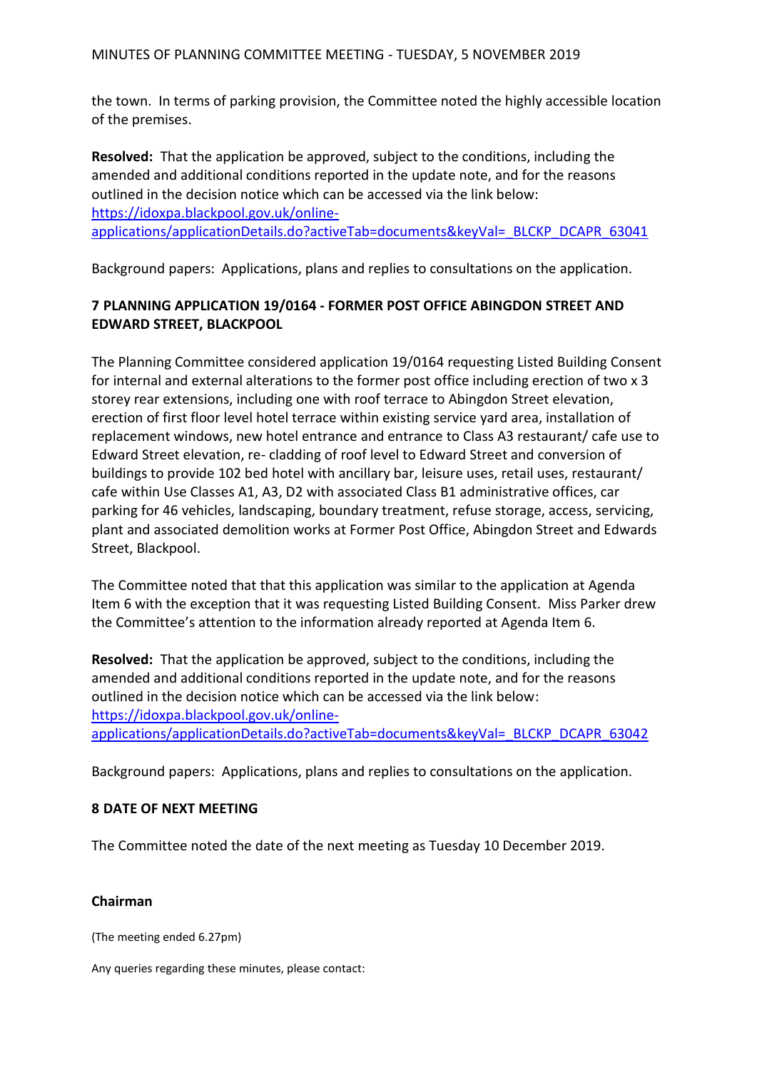the town. In terms of parking provision, the Committee noted the highly accessible location of the premises.

**Resolved:** That the application be approved, subject to the conditions, including the amended and additional conditions reported in the update note, and for the reasons outlined in the decision notice which can be accessed via the link below:
[https://idoxpa.blackpool.gov.uk/online-applications/applicationDetails.do?activeTab=documents&keyVal=_BLCKP_DCAPR_63041](https://idoxpa.blackpool.gov.uk/online-applications/applicationDetails.do?activeTab=documents&keyVal=_BLCKP_DCAPR_63041)

Background papers: Applications, plans and replies to consultations on the application.

## 7 PLANNING APPLICATION 19/0164 - FORMER POST OFFICE ABINGDON STREET AND EDWARD STREET, BLACKPOOL

The Planning Committee considered application 19/0164 requesting Listed Building Consent for internal and external alterations to the former post office including erection of two x 3 storey rear extensions, including one with roof terrace to Abingdon Street elevation, erection of first floor level hotel terrace within existing service yard area, installation of replacement windows, new hotel entrance and entrance to Class A3 restaurant/ cafe use to Edward Street elevation, re- cladding of roof level to Edward Street and conversion of buildings to provide 102 bed hotel with ancillary bar, leisure uses, retail uses, restaurant/ cafe within Use Classes A1, A3, D2 with associated Class B1 administrative offices, car parking for 46 vehicles, landscaping, boundary treatment, refuse storage, access, servicing, plant and associated demolition works at Former Post Office, Abingdon Street and Edwards Street, Blackpool.

The Committee noted that that this application was similar to the application at Agenda Item 6 with the exception that it was requesting Listed Building Consent. Miss Parker drew the Committee's attention to the information already reported at Agenda Item 6.

**Resolved:** That the application be approved, subject to the conditions, including the amended and additional conditions reported in the update note, and for the reasons outlined in the decision notice which can be accessed via the link below:
[https://idoxpa.blackpool.gov.uk/online-applications/applicationDetails.do?activeTab=documents&keyVal=_BLCKP_DCAPR_63042](https://idoxpa.blackpool.gov.uk/online-applications/applicationDetails.do?activeTab=documents&keyVal=_BLCKP_DCAPR_63042)

Background papers: Applications, plans and replies to consultations on the application.

## 8 DATE OF NEXT MEETING

The Committee noted the date of the next meeting as Tuesday 10 December 2019.

**Chairman**

(The meeting ended 6.27pm)

Any queries regarding these minutes, please contact: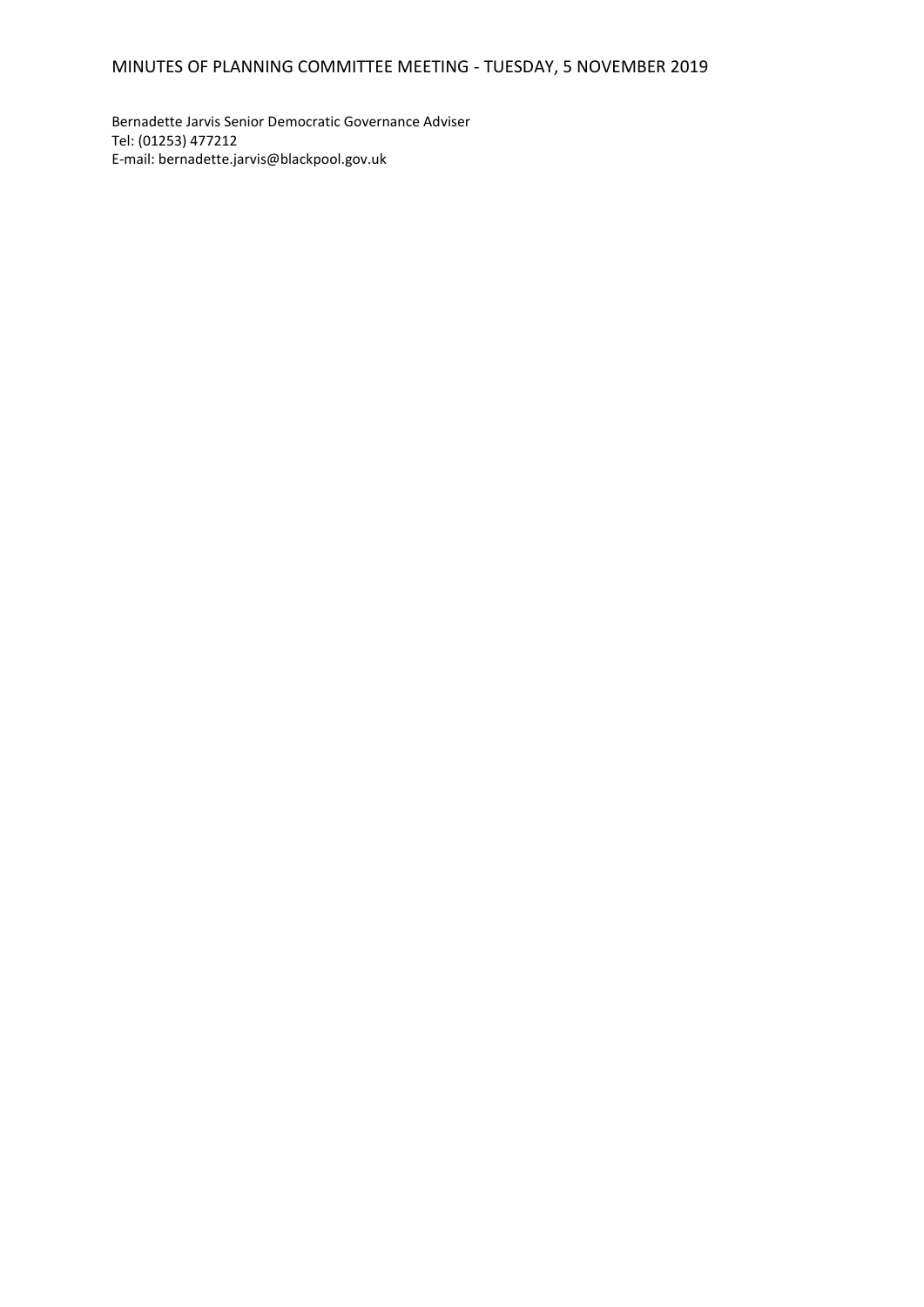Bernadette Jarvis Senior Democratic Governance Adviser
Tel: (01253) 477212
E-mail: bernadette.jarvis@blackpool.gov.uk